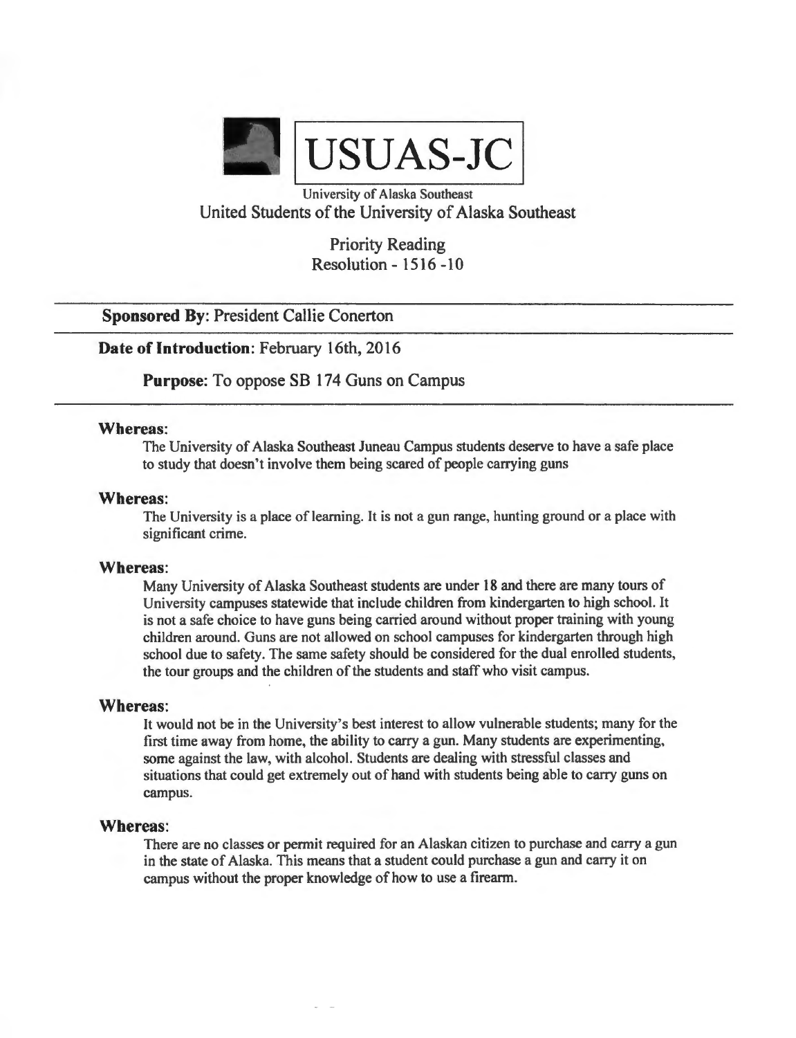# USUAS-JC

University of Alaska Southeast

United Students of the University of Alaska Southeast

Priority Reading

Resolution - 1516 -10

---

**Sponsored By**: President Callie Conerton

---

**Date of Introduction**: February 16th, 2016

**Purpose:** To oppose SB 174 Guns on Campus

---

### Whereas:

The University of Alaska Southeast Juneau Campus students deserve to have a safe place to study that doesn't involve them being scared of people carrying guns

### Whereas:

The University is a place of learning. It is not a gun range, hunting ground or a place with significant crime.

### Whereas:

Many University of Alaska Southeast students are under 18 and there are many tours of University campuses statewide that include children from kindergarten to high school. It is not a safe choice to have guns being carried around without proper training with young children around. Guns are not allowed on school campuses for kindergarten through high school due to safety. The same safety should be considered for the dual enrolled students, the tour groups and the children of the students and staff who visit campus.

### Whereas:

It would not be in the University's best interest to allow vulnerable students; many for the first time away from home, the ability to carry a gun. Many students are experimenting, some against the law, with alcohol. Students are dealing with stressful classes and situations that could get extremely out of hand with students being able to carry guns on campus.

### Whereas:

There are no classes or permit required for an Alaskan citizen to purchase and carry a gun in the state of Alaska. This means that a student could purchase a gun and carry it on campus without the proper knowledge of how to use a firearm.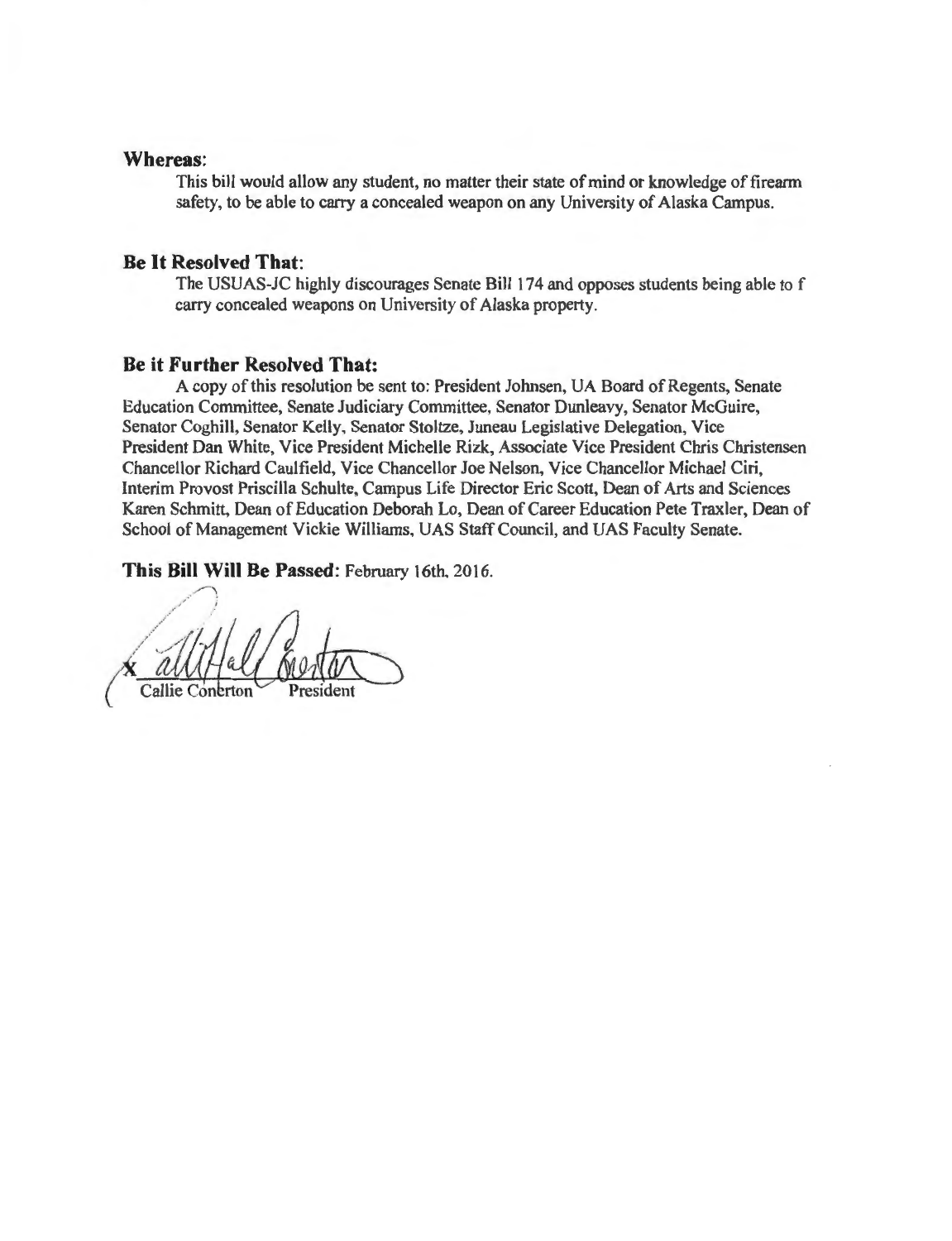### Whereas:

This bill would allow any student, no matter their state of mind or knowledge of firearm safety, to be able to carry a concealed weapon on any University of Alaska Campus.

### Be It Resolved That:

The USUAS-JC highly discourages Senate Bill 174 and opposes students being able to f carry concealed weapons on University of Alaska property.

### Be it Further Resolved That:

A copy of this resolution be sent to: President Johnsen, UA Board of Regents, Senate Education Committee, Senate Judiciary Committee, Senator Dunleavy, Senator McGuire, Senator Coghill, Senator Kelly, Senator Stoltze, Juneau Legislative Delegation, Vice President Dan White, Vice President Michelle Rizk, Associate Vice President Chris Christensen Chancellor Richard Caulfield, Vice Chancellor Joe Nelson, Vice Chancellor Michael Ciri, Interim Provost Priscilla Schulte, Campus Life Director Eric Scott, Dean of Arts and Sciences Karen Schmitt, Dean of Education Deborah Lo, Dean of Career Education Pete Traxler, Dean of School of Management Vickie Williams, UAS Staff Council, and UAS Faculty Senate.

**This Bill Will Be Passed:** February 16th, 2016.

X

Callie Conerton President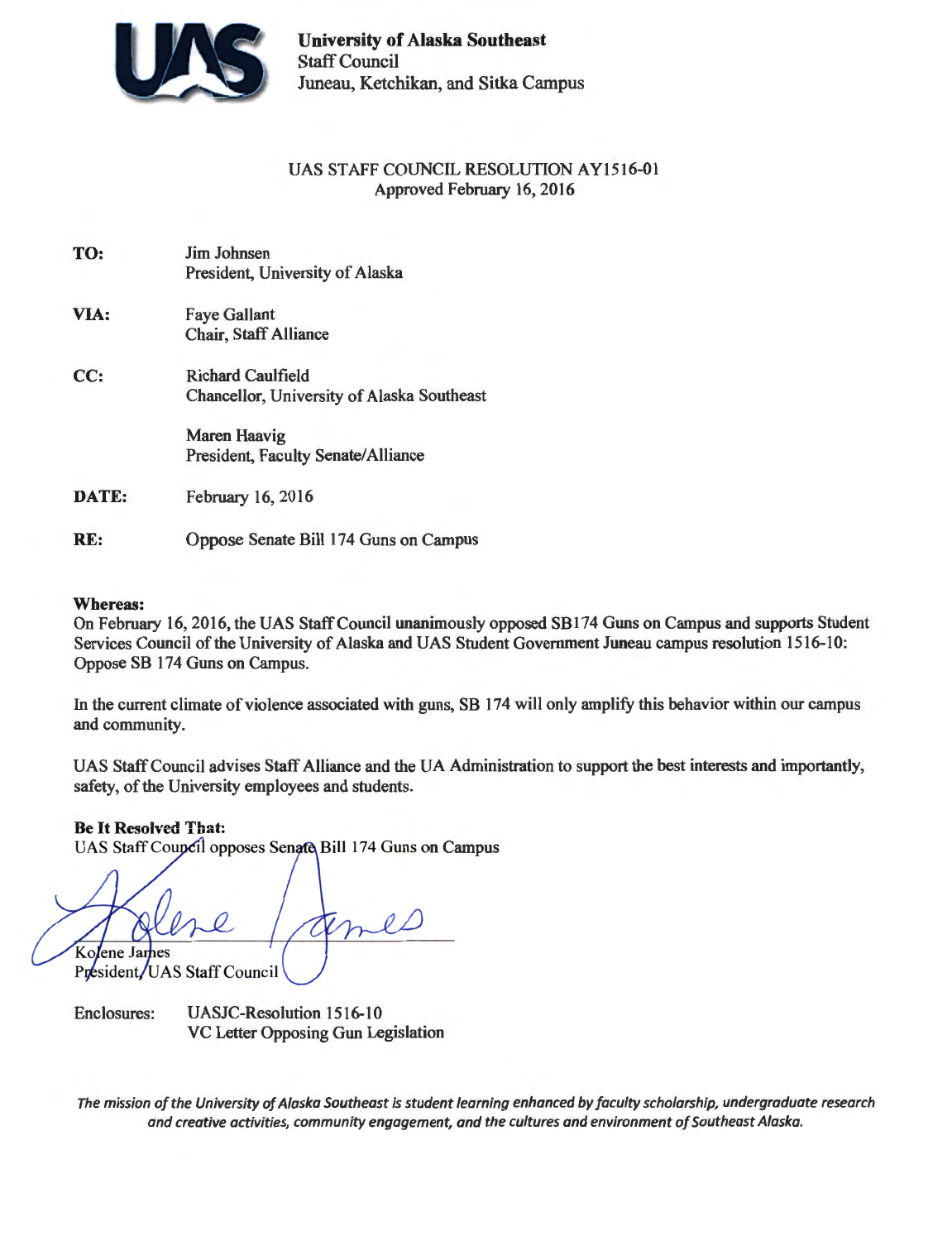**University of Alaska Southeast**
Staff Council
Juneau, Ketchikan, and Sitka Campus

UAS STAFF COUNCIL RESOLUTION AY1516-01
Approved February 16, 2016

| | |
|---|---|
| **TO:** | Jim Johnsen<br>President, University of Alaska |
| **VIA:** | Faye Gallant<br>Chair, Staff Alliance |
| **CC:** | Richard Caulfield<br>Chancellor, University of Alaska Southeast<br><br>Maren Haavig<br>President, Faculty Senate/Alliance |
| **DATE:** | February 16, 2016 |
| **RE:** | Oppose Senate Bill 174 Guns on Campus |

**Whereas:**
On February 16, 2016, the UAS Staff Council unanimously opposed SB174 Guns on Campus and supports Student Services Council of the University of Alaska and UAS Student Government Juneau campus resolution 1516-10: Oppose SB 174 Guns on Campus.

In the current climate of violence associated with guns, SB 174 will only amplify this behavior within our campus and community.

UAS Staff Council advises Staff Alliance and the UA Administration to support the best interests and importantly, safety, of the University employees and students.

**Be It Resolved That:**
UAS Staff Council opposes Senate Bill 174 Guns on Campus

Kolene James
President, UAS Staff Council

Enclosures: UASJC-Resolution 1516-10
VC Letter Opposing Gun Legislation

*The mission of the University of Alaska Southeast is student learning enhanced by faculty scholarship, undergraduate research and creative activities, community engagement, and the cultures and environment of Southeast Alaska.*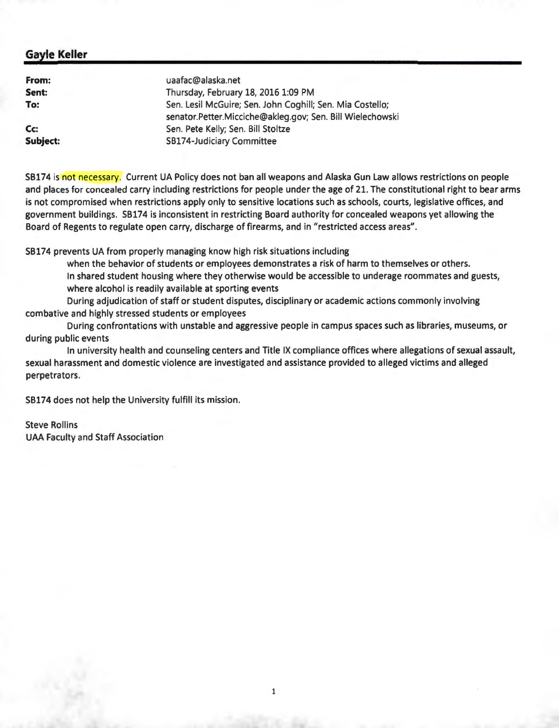## Gayle Keller

|  |  |
|---|---|
| **From:** | uaafac@alaska.net |
| **Sent:** | Thursday, February 18, 2016 1:09 PM |
| **To:** | Sen. Lesil McGuire; Sen. John Coghill; Sen. Mia Costello; senator.Petter.Micciche@akleg.gov; Sen. Bill Wielechowski |
| **Cc:** | Sen. Pete Kelly; Sen. Bill Stoltze |
| **Subject:** | SB174-Judiciary Committee |

SB174 is not necessary. Current UA Policy does not ban all weapons and Alaska Gun Law allows restrictions on people and places for concealed carry including restrictions for people under the age of 21. The constitutional right to bear arms is not compromised when restrictions apply only to sensitive locations such as schools, courts, legislative offices, and government buildings. SB174 is inconsistent in restricting Board authority for concealed weapons yet allowing the Board of Regents to regulate open carry, discharge of firearms, and in "restricted access areas".

SB174 prevents UA from properly managing know high risk situations including

when the behavior of students or employees demonstrates a risk of harm to themselves or others.

In shared student housing where they otherwise would be accessible to underage roommates and guests, where alcohol is readily available at sporting events

During adjudication of staff or student disputes, disciplinary or academic actions commonly involving combative and highly stressed students or employees

During confrontations with unstable and aggressive people in campus spaces such as libraries, museums, or during public events

In university health and counseling centers and Title IX compliance offices where allegations of sexual assault, sexual harassment and domestic violence are investigated and assistance provided to alleged victims and alleged perpetrators.

SB174 does not help the University fulfill its mission.

Steve Rollins
UAA Faculty and Staff Association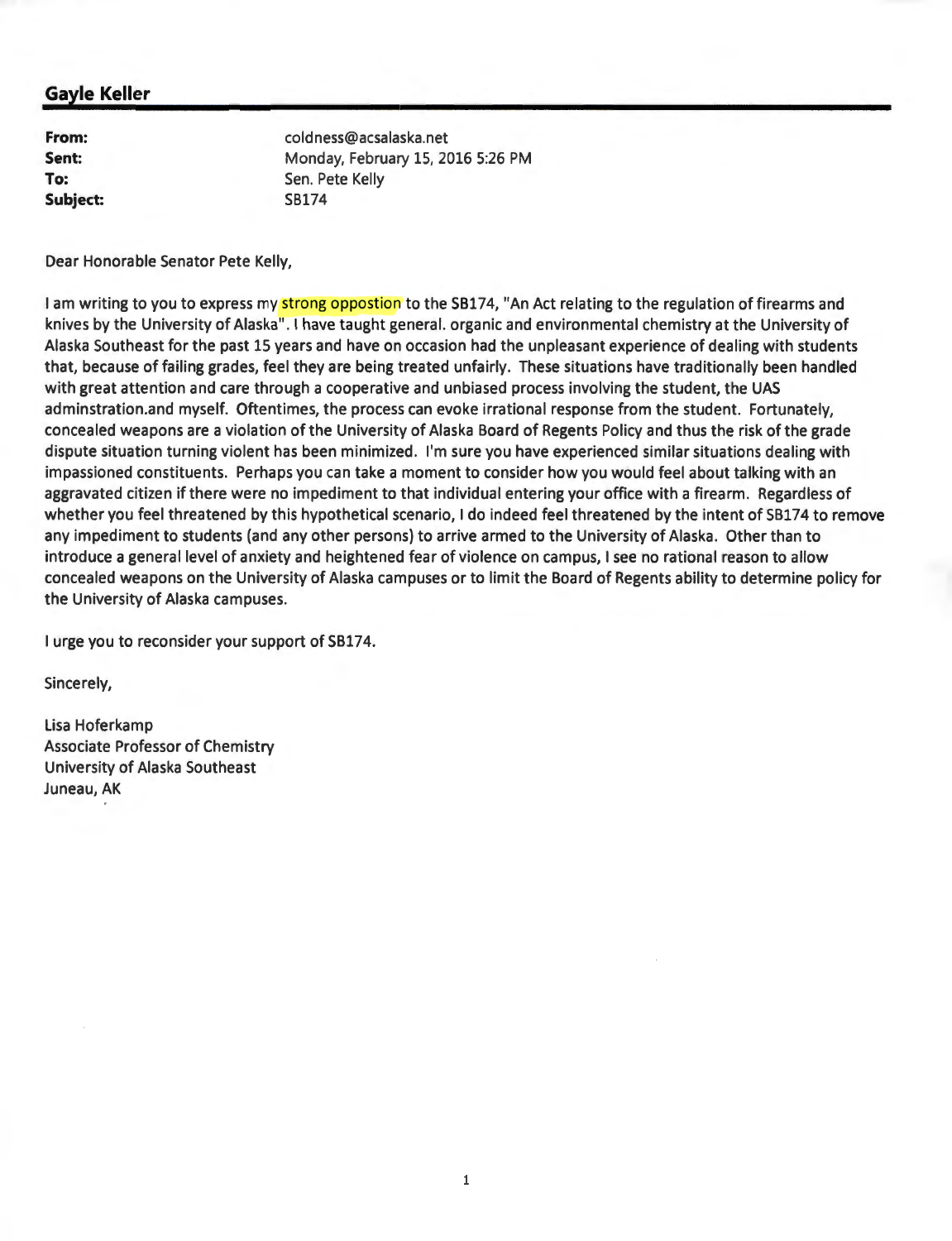**Gayle Keller**

| | |
|---|---|
| **From:** | coldness@acsalaska.net |
| **Sent:** | Monday, February 15, 2016 5:26 PM |
| **To:** | Sen. Pete Kelly |
| **Subject:** | SB174 |

Dear Honorable Senator Pete Kelly,

I am writing to you to express my strong oppostion to the SB174, "An Act relating to the regulation of firearms and knives by the University of Alaska". I have taught general. organic and environmental chemistry at the University of Alaska Southeast for the past 15 years and have on occasion had the unpleasant experience of dealing with students that, because of failing grades, feel they are being treated unfairly. These situations have traditionally been handled with great attention and care through a cooperative and unbiased process involving the student, the UAS adminstration.and myself. Oftentimes, the process can evoke irrational response from the student. Fortunately, concealed weapons are a violation of the University of Alaska Board of Regents Policy and thus the risk of the grade dispute situation turning violent has been minimized. I'm sure you have experienced similar situations dealing with impassioned constituents. Perhaps you can take a moment to consider how you would feel about talking with an aggravated citizen if there were no impediment to that individual entering your office with a firearm. Regardless of whether you feel threatened by this hypothetical scenario, I do indeed feel threatened by the intent of SB174 to remove any impediment to students (and any other persons) to arrive armed to the University of Alaska. Other than to introduce a general level of anxiety and heightened fear of violence on campus, I see no rational reason to allow concealed weapons on the University of Alaska campuses or to limit the Board of Regents ability to determine policy for the University of Alaska campuses.

I urge you to reconsider your support of SB174.

Sincerely,

Lisa Hoferkamp
Associate Professor of Chemistry
University of Alaska Southeast
Juneau, AK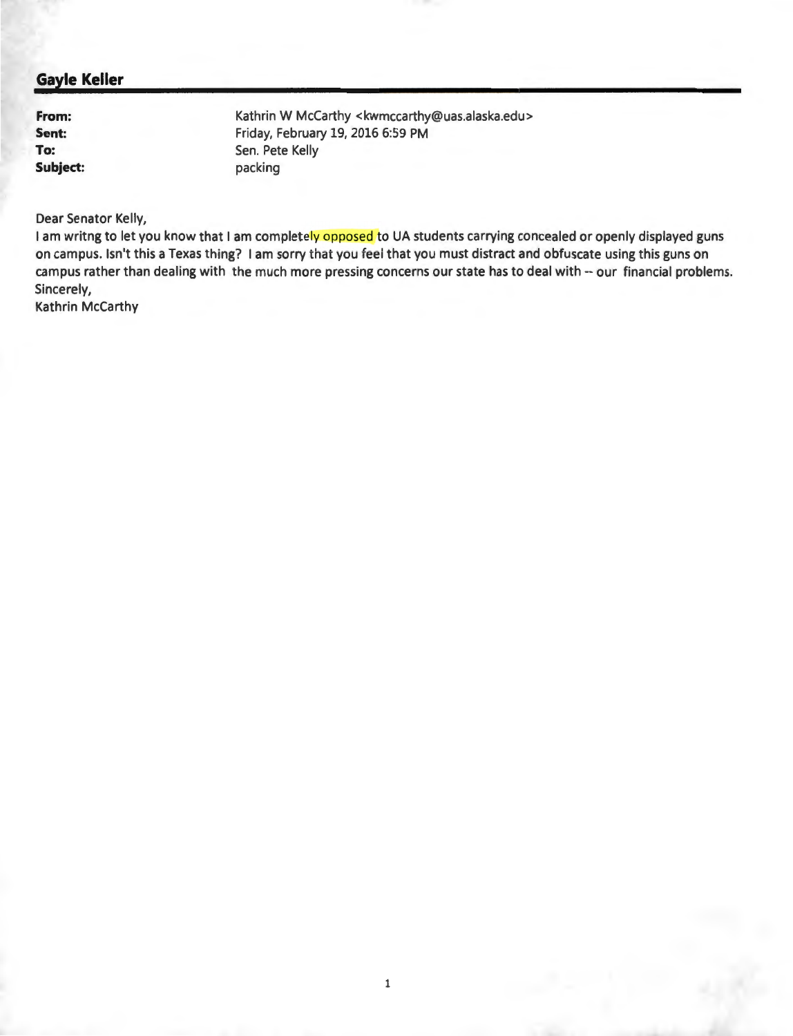## Gayle Keller

**From:** Kathrin W McCarthy <kwmccarthy@uas.alaska.edu>
**Sent:** Friday, February 19, 2016 6:59 PM
**To:** Sen. Pete Kelly
**Subject:** packing

Dear Senator Kelly,

I am writng to let you know that I am completely opposed to UA students carrying concealed or openly displayed guns on campus. Isn't this a Texas thing? I am sorry that you feel that you must distract and obfuscate using this guns on campus rather than dealing with the much more pressing concerns our state has to deal with -- our financial problems.

Sincerely,

Kathrin McCarthy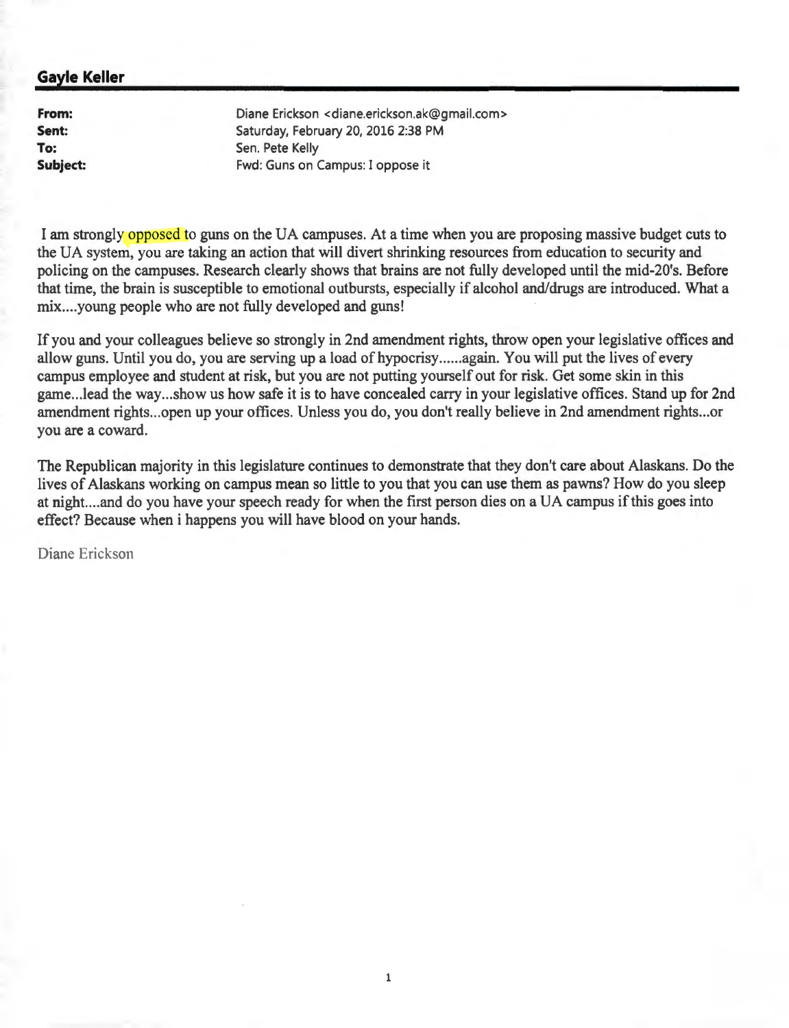## Gayle Keller

| | |
|---|---|
| **From:** | Diane Erickson <diane.erickson.ak@gmail.com> |
| **Sent:** | Saturday, February 20, 2016 2:38 PM |
| **To:** | Sen. Pete Kelly |
| **Subject:** | Fwd: Guns on Campus: I oppose it |

I am strongly opposed to guns on the UA campuses. At a time when you are proposing massive budget cuts to the UA system, you are taking an action that will divert shrinking resources from education to security and policing on the campuses. Research clearly shows that brains are not fully developed until the mid-20's. Before that time, the brain is susceptible to emotional outbursts, especially if alcohol and/drugs are introduced. What a mix....young people who are not fully developed and guns!

If you and your colleagues believe so strongly in 2nd amendment rights, throw open your legislative offices and allow guns. Until you do, you are serving up a load of hypocrisy......again. You will put the lives of every campus employee and student at risk, but you are not putting yourself out for risk. Get some skin in this game...lead the way...show us how safe it is to have concealed carry in your legislative offices. Stand up for 2nd amendment rights...open up your offices. Unless you do, you don't really believe in 2nd amendment rights...or you are a coward.

The Republican majority in this legislature continues to demonstrate that they don't care about Alaskans. Do the lives of Alaskans working on campus mean so little to you that you can use them as pawns? How do you sleep at night....and do you have your speech ready for when the first person dies on a UA campus if this goes into effect? Because when i happens you will have blood on your hands.

Diane Erickson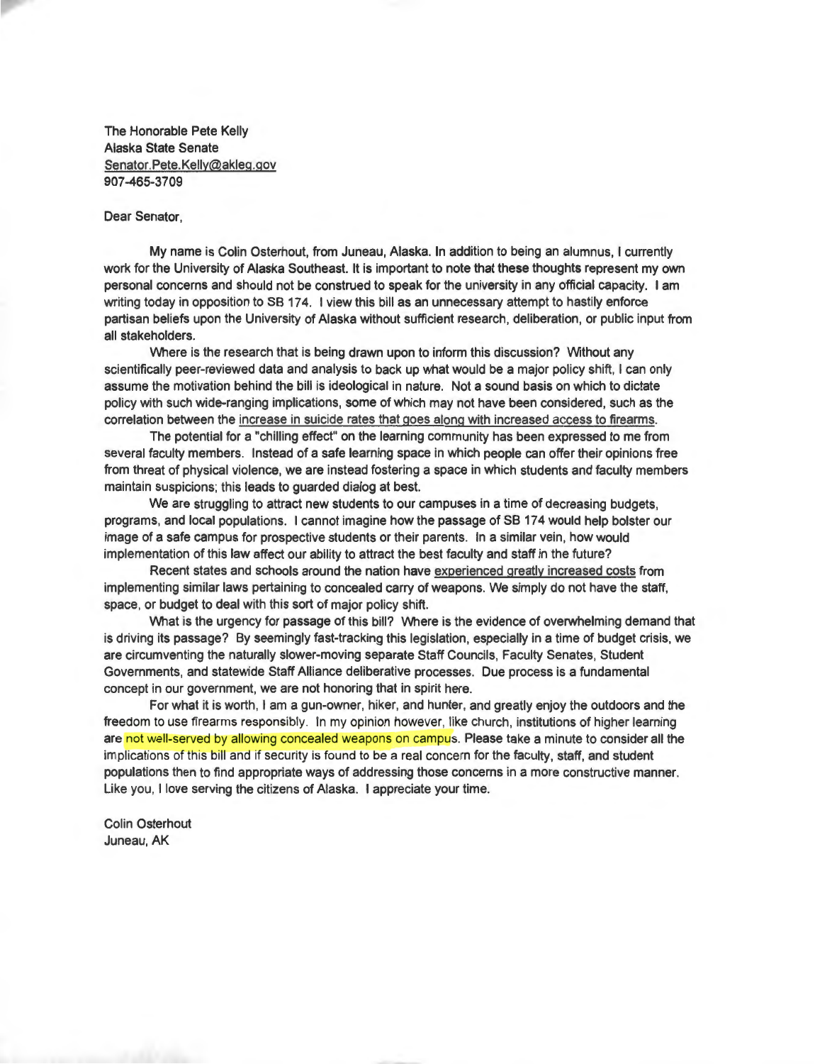The Honorable Pete Kelly
Alaska State Senate
Senator.Pete.Kelly@akleg.gov
907-465-3709

Dear Senator,

My name is Colin Osterhout, from Juneau, Alaska. In addition to being an alumnus, I currently work for the University of Alaska Southeast. It is important to note that these thoughts represent my own personal concerns and should not be construed to speak for the university in any official capacity. I am writing today in opposition to SB 174. I view this bill as an unnecessary attempt to hastily enforce partisan beliefs upon the University of Alaska without sufficient research, deliberation, or public input from all stakeholders.

Where is the research that is being drawn upon to inform this discussion? Without any scientifically peer-reviewed data and analysis to back up what would be a major policy shift, I can only assume the motivation behind the bill is ideological in nature. Not a sound basis on which to dictate policy with such wide-ranging implications, some of which may not have been considered, such as the correlation between the increase in suicide rates that goes along with increased access to firearms.

The potential for a "chilling effect" on the learning community has been expressed to me from several faculty members. Instead of a safe learning space in which people can offer their opinions free from threat of physical violence, we are instead fostering a space in which students and faculty members maintain suspicions; this leads to guarded dialog at best.

We are struggling to attract new students to our campuses in a time of decreasing budgets, programs, and local populations. I cannot imagine how the passage of SB 174 would help bolster our image of a safe campus for prospective students or their parents. In a similar vein, how would implementation of this law affect our ability to attract the best faculty and staff in the future?

Recent states and schools around the nation have experienced greatly increased costs from implementing similar laws pertaining to concealed carry of weapons. We simply do not have the staff, space, or budget to deal with this sort of major policy shift.

What is the urgency for passage of this bill? Where is the evidence of overwhelming demand that is driving its passage? By seemingly fast-tracking this legislation, especially in a time of budget crisis, we are circumventing the naturally slower-moving separate Staff Councils, Faculty Senates, Student Governments, and statewide Staff Alliance deliberative processes. Due process is a fundamental concept in our government, we are not honoring that in spirit here.

For what it is worth, I am a gun-owner, hiker, and hunter, and greatly enjoy the outdoors and the freedom to use firearms responsibly. In my opinion however, like church, institutions of higher learning are not well-served by allowing concealed weapons on campus. Please take a minute to consider all the implications of this bill and if security is found to be a real concern for the faculty, staff, and student populations then to find appropriate ways of addressing those concerns in a more constructive manner. Like you, I love serving the citizens of Alaska. I appreciate your time.

Colin Osterhout
Juneau, AK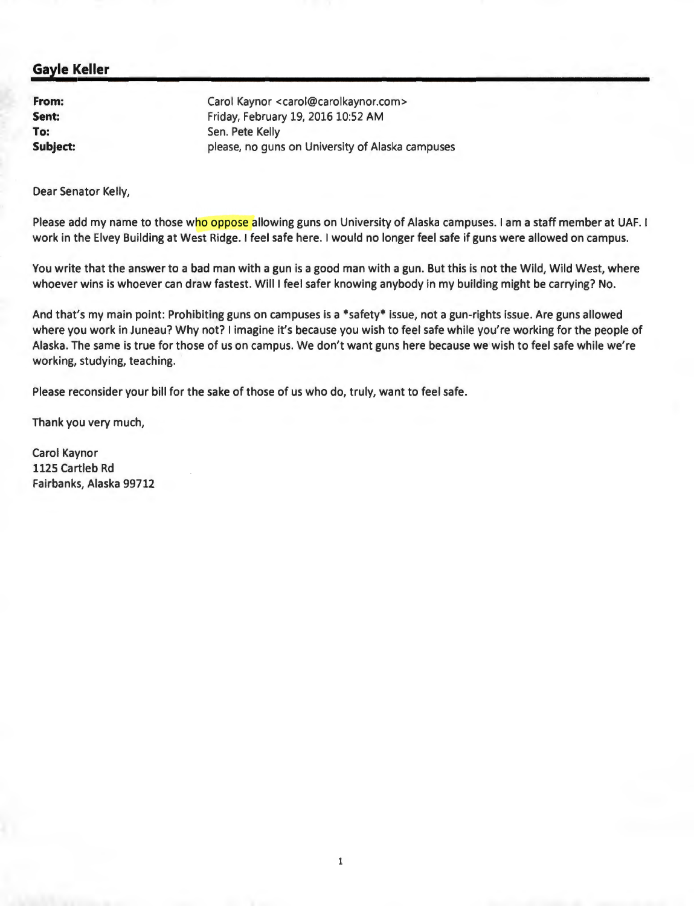## Gayle Keller

**From:** Carol Kaynor <carol@carolkaynor.com>
**Sent:** Friday, February 19, 2016 10:52 AM
**To:** Sen. Pete Kelly
**Subject:** please, no guns on University of Alaska campuses

Dear Senator Kelly,

Please add my name to those who oppose allowing guns on University of Alaska campuses. I am a staff member at UAF. I work in the Elvey Building at West Ridge. I feel safe here. I would no longer feel safe if guns were allowed on campus.

You write that the answer to a bad man with a gun is a good man with a gun. But this is not the Wild, Wild West, where whoever wins is whoever can draw fastest. Will I feel safer knowing anybody in my building might be carrying? No.

And that's my main point: Prohibiting guns on campuses is a *safety* issue, not a gun-rights issue. Are guns allowed where you work in Juneau? Why not? I imagine it's because you wish to feel safe while you're working for the people of Alaska. The same is true for those of us on campus. We don't want guns here because we wish to feel safe while we're working, studying, teaching.

Please reconsider your bill for the sake of those of us who do, truly, want to feel safe.

Thank you very much,

Carol Kaynor
1125 Cartleb Rd
Fairbanks, Alaska 99712